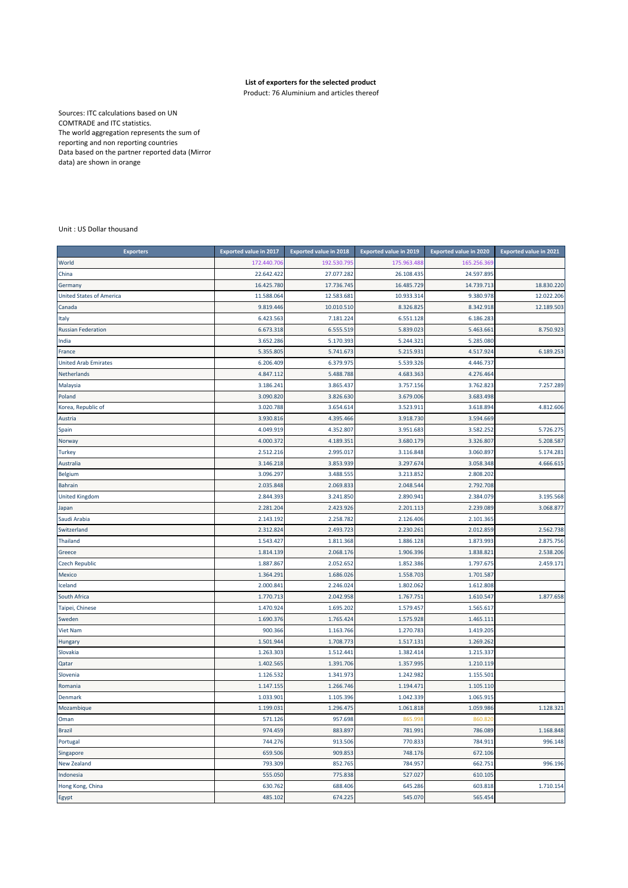**List of exporters for the selected product**

Product: 76 Aluminium and articles thereof

Sources: ITC calculations based on UN COMTRADE and ITC statistics.
The world aggregation represents the sum of reporting and non reporting countries
Data based on the partner reported data (Mirror data) are shown in orange

Unit : US Dollar thousand

| Exporters | Exported value in 2017 | Exported value in 2018 | Exported value in 2019 | Exported value in 2020 | Exported value in 2021 |
|---|---|---|---|---|---|
| World | 172.440.706 | 192.530.795 | 175.963.488 | 165.256.369 | |
| China | 22.642.422 | 27.077.282 | 26.108.435 | 24.597.895 | |
| Germany | 16.425.780 | 17.736.745 | 16.485.729 | 14.739.713 | 18.830.220 |
| United States of America | 11.588.064 | 12.583.681 | 10.933.314 | 9.380.978 | 12.022.206 |
| Canada | 9.819.446 | 10.010.510 | 8.326.825 | 8.342.918 | 12.189.503 |
| Italy | 6.423.563 | 7.181.224 | 6.551.128 | 6.186.283 | |
| Russian Federation | 6.673.318 | 6.555.519 | 5.839.023 | 5.463.661 | 8.750.923 |
| India | 3.652.286 | 5.170.393 | 5.244.321 | 5.285.080 | |
| France | 5.355.805 | 5.741.673 | 5.215.931 | 4.517.924 | 6.189.253 |
| United Arab Emirates | 6.206.409 | 6.379.975 | 5.539.326 | 4.446.737 | |
| Netherlands | 4.847.112 | 5.488.788 | 4.683.363 | 4.276.464 | |
| Malaysia | 3.186.241 | 3.865.437 | 3.757.156 | 3.762.823 | 7.257.289 |
| Poland | 3.090.820 | 3.826.630 | 3.679.006 | 3.683.498 | |
| Korea, Republic of | 3.020.788 | 3.654.614 | 3.523.911 | 3.618.894 | 4.812.606 |
| Austria | 3.930.816 | 4.395.466 | 3.918.730 | 3.594.669 | |
| Spain | 4.049.919 | 4.352.807 | 3.951.683 | 3.582.252 | 5.726.275 |
| Norway | 4.000.372 | 4.189.351 | 3.680.179 | 3.326.807 | 5.208.587 |
| Turkey | 2.512.216 | 2.995.017 | 3.116.848 | 3.060.897 | 5.174.281 |
| Australia | 3.146.218 | 3.853.939 | 3.297.674 | 3.058.348 | 4.666.615 |
| Belgium | 3.096.297 | 3.488.555 | 3.213.852 | 2.808.202 | |
| Bahrain | 2.035.848 | 2.069.833 | 2.048.544 | 2.792.708 | |
| United Kingdom | 2.844.393 | 3.241.850 | 2.890.941 | 2.384.079 | 3.195.568 |
| Japan | 2.281.204 | 2.423.926 | 2.201.113 | 2.239.089 | 3.068.877 |
| Saudi Arabia | 2.143.192 | 2.258.782 | 2.126.406 | 2.101.365 | |
| Switzerland | 2.312.824 | 2.493.723 | 2.230.261 | 2.012.859 | 2.562.738 |
| Thailand | 1.543.427 | 1.811.368 | 1.886.128 | 1.873.993 | 2.875.756 |
| Greece | 1.814.139 | 2.068.176 | 1.906.396 | 1.838.821 | 2.538.206 |
| Czech Republic | 1.887.867 | 2.052.652 | 1.852.386 | 1.797.675 | 2.459.171 |
| Mexico | 1.364.291 | 1.686.026 | 1.558.703 | 1.701.587 | |
| Iceland | 2.000.841 | 2.246.024 | 1.802.062 | 1.612.808 | |
| South Africa | 1.770.713 | 2.042.958 | 1.767.751 | 1.610.547 | 1.877.658 |
| Taipei, Chinese | 1.470.924 | 1.695.202 | 1.579.457 | 1.565.617 | |
| Sweden | 1.690.376 | 1.765.424 | 1.575.928 | 1.465.111 | |
| Viet Nam | 900.366 | 1.163.766 | 1.270.783 | 1.419.205 | |
| Hungary | 1.501.944 | 1.708.773 | 1.517.131 | 1.269.262 | |
| Slovakia | 1.263.303 | 1.512.441 | 1.382.414 | 1.215.337 | |
| Qatar | 1.402.565 | 1.391.706 | 1.357.995 | 1.210.119 | |
| Slovenia | 1.126.532 | 1.341.973 | 1.242.982 | 1.155.501 | |
| Romania | 1.147.155 | 1.266.746 | 1.194.471 | 1.105.110 | |
| Denmark | 1.033.901 | 1.105.396 | 1.042.339 | 1.065.915 | |
| Mozambique | 1.199.031 | 1.296.475 | 1.061.818 | 1.059.986 | 1.128.321 |
| Oman | 571.126 | 957.698 | 865.998 | 860.820 | |
| Brazil | 974.459 | 883.897 | 781.991 | 786.089 | 1.168.848 |
| Portugal | 744.276 | 913.506 | 770.833 | 784.911 | 996.148 |
| Singapore | 659.506 | 909.853 | 748.176 | 672.106 | |
| New Zealand | 793.309 | 852.765 | 784.957 | 662.751 | 996.196 |
| Indonesia | 555.050 | 775.838 | 527.027 | 610.105 | |
| Hong Kong, China | 630.762 | 688.406 | 645.286 | 603.818 | 1.710.154 |
| Egypt | 485.102 | 674.225 | 545.070 | 565.454 | |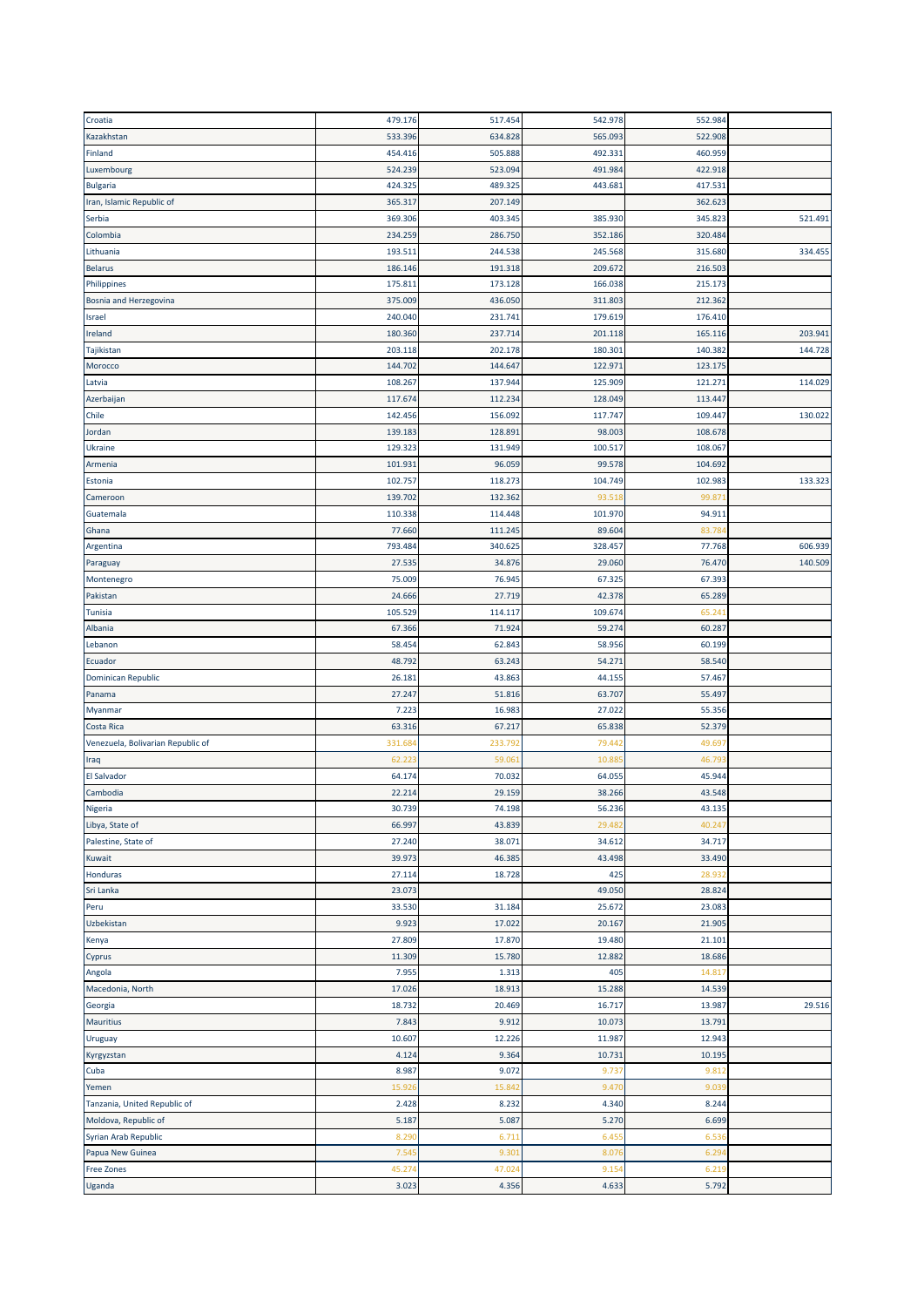| | | | | | |
|---|---|---|---|---|---|
| Croatia | 479.176 | 517.454 | 542.978 | 552.984 | |
| Kazakhstan | 533.396 | 634.828 | 565.093 | 522.908 | |
| Finland | 454.416 | 505.888 | 492.331 | 460.959 | |
| Luxembourg | 524.239 | 523.094 | 491.984 | 422.918 | |
| Bulgaria | 424.325 | 489.325 | 443.681 | 417.531 | |
| Iran, Islamic Republic of | 365.317 | 207.149 | | 362.623 | |
| Serbia | 369.306 | 403.345 | 385.930 | 345.823 | 521.491 |
| Colombia | 234.259 | 286.750 | 352.186 | 320.484 | |
| Lithuania | 193.511 | 244.538 | 245.568 | 315.680 | 334.455 |
| Belarus | 186.146 | 191.318 | 209.672 | 216.503 | |
| Philippines | 175.811 | 173.128 | 166.038 | 215.173 | |
| Bosnia and Herzegovina | 375.009 | 436.050 | 311.803 | 212.362 | |
| Israel | 240.040 | 231.741 | 179.619 | 176.410 | |
| Ireland | 180.360 | 237.714 | 201.118 | 165.116 | 203.941 |
| Tajikistan | 203.118 | 202.178 | 180.301 | 140.382 | 144.728 |
| Morocco | 144.702 | 144.647 | 122.971 | 123.175 | |
| Latvia | 108.267 | 137.944 | 125.909 | 121.271 | 114.029 |
| Azerbaijan | 117.674 | 112.234 | 128.049 | 113.447 | |
| Chile | 142.456 | 156.092 | 117.747 | 109.447 | 130.022 |
| Jordan | 139.183 | 128.891 | 98.003 | 108.678 | |
| Ukraine | 129.323 | 131.949 | 100.517 | 108.067 | |
| Armenia | 101.931 | 96.059 | 99.578 | 104.692 | |
| Estonia | 102.757 | 118.273 | 104.749 | 102.983 | 133.323 |
| Cameroon | 139.702 | 132.362 | 93.518 | 99.871 | |
| Guatemala | 110.338 | 114.448 | 101.970 | 94.911 | |
| Ghana | 77.660 | 111.245 | 89.604 | 83.784 | |
| Argentina | 793.484 | 340.625 | 328.457 | 77.768 | 606.939 |
| Paraguay | 27.535 | 34.876 | 29.060 | 76.470 | 140.509 |
| Montenegro | 75.009 | 76.945 | 67.325 | 67.393 | |
| Pakistan | 24.666 | 27.719 | 42.378 | 65.289 | |
| Tunisia | 105.529 | 114.117 | 109.674 | 65.241 | |
| Albania | 67.366 | 71.924 | 59.274 | 60.287 | |
| Lebanon | 58.454 | 62.843 | 58.956 | 60.199 | |
| Ecuador | 48.792 | 63.243 | 54.271 | 58.540 | |
| Dominican Republic | 26.181 | 43.863 | 44.155 | 57.467 | |
| Panama | 27.247 | 51.816 | 63.707 | 55.497 | |
| Myanmar | 7.223 | 16.983 | 27.022 | 55.356 | |
| Costa Rica | 63.316 | 67.217 | 65.838 | 52.379 | |
| Venezuela, Bolivarian Republic of | 331.684 | 233.792 | 79.442 | 49.697 | |
| Iraq | 62.223 | 59.061 | 10.885 | 46.793 | |
| El Salvador | 64.174 | 70.032 | 64.055 | 45.944 | |
| Cambodia | 22.214 | 29.159 | 38.266 | 43.548 | |
| Nigeria | 30.739 | 74.198 | 56.236 | 43.135 | |
| Libya, State of | 66.997 | 43.839 | 29.482 | 40.247 | |
| Palestine, State of | 27.240 | 38.071 | 34.612 | 34.717 | |
| Kuwait | 39.973 | 46.385 | 43.498 | 33.490 | |
| Honduras | 27.114 | 18.728 | 425 | 28.932 | |
| Sri Lanka | 23.073 | | 49.050 | 28.824 | |
| Peru | 33.530 | 31.184 | 25.672 | 23.083 | |
| Uzbekistan | 9.923 | 17.022 | 20.167 | 21.905 | |
| Kenya | 27.809 | 17.870 | 19.480 | 21.101 | |
| Cyprus | 11.309 | 15.780 | 12.882 | 18.686 | |
| Angola | 7.955 | 1.313 | 405 | 14.817 | |
| Macedonia, North | 17.026 | 18.913 | 15.288 | 14.539 | |
| Georgia | 18.732 | 20.469 | 16.717 | 13.987 | 29.516 |
| Mauritius | 7.843 | 9.912 | 10.073 | 13.791 | |
| Uruguay | 10.607 | 12.226 | 11.987 | 12.943 | |
| Kyrgyzstan | 4.124 | 9.364 | 10.731 | 10.195 | |
| Cuba | 8.987 | 9.072 | 9.737 | 9.812 | |
| Yemen | 15.926 | 15.842 | 9.470 | 9.039 | |
| Tanzania, United Republic of | 2.428 | 8.232 | 4.340 | 8.244 | |
| Moldova, Republic of | 5.187 | 5.087 | 5.270 | 6.699 | |
| Syrian Arab Republic | 8.290 | 6.711 | 6.455 | 6.536 | |
| Papua New Guinea | 7.545 | 9.301 | 8.076 | 6.294 | |
| Free Zones | 45.274 | 47.024 | 9.154 | 6.219 | |
| Uganda | 3.023 | 4.356 | 4.633 | 5.792 | |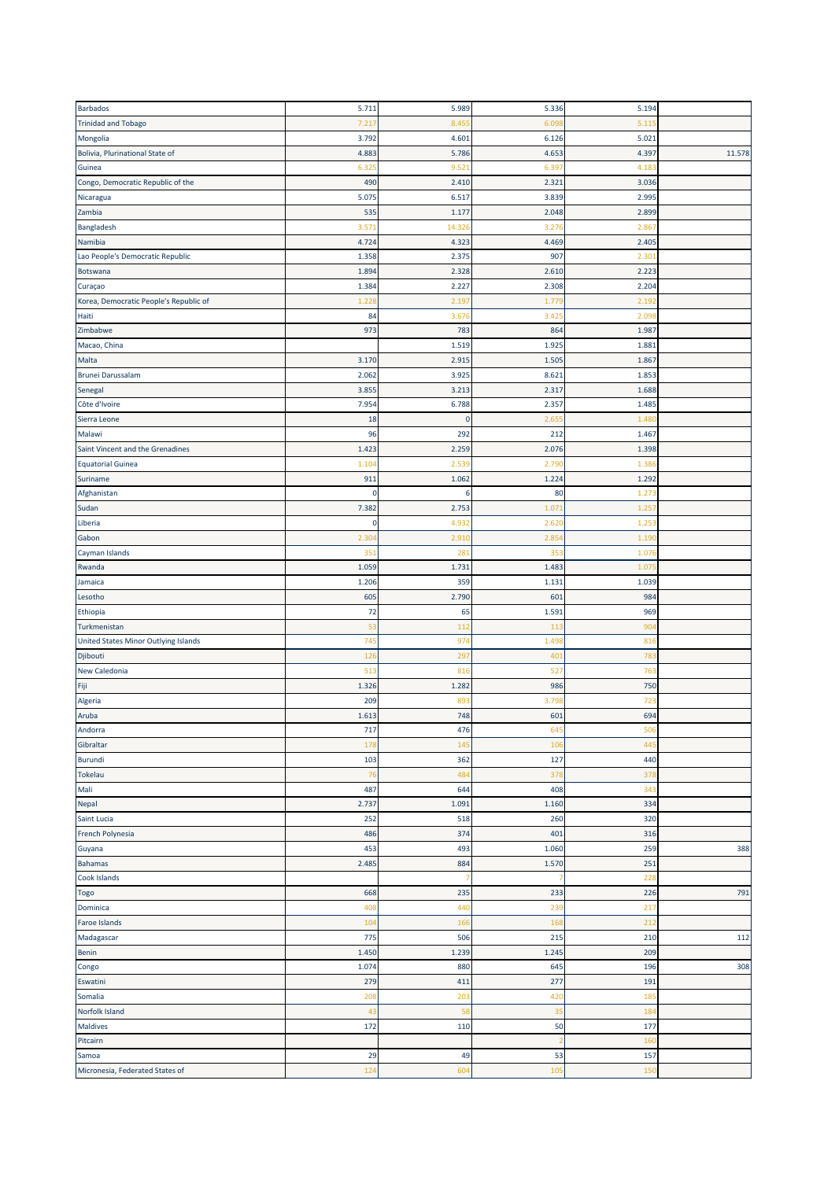| | | | | | |
|---|---|---|---|---|---|
| Barbados | 5.711 | 5.989 | 5.336 | 5.194 | |
| Trinidad and Tobago | 7.217 | 8.455 | 6.098 | 5.115 | |
| Mongolia | 3.792 | 4.601 | 6.126 | 5.021 | |
| Bolivia, Plurinational State of | 4.883 | 5.786 | 4.653 | 4.397 | 11.578 |
| Guinea | 6.325 | 9.521 | 6.397 | 4.183 | |
| Congo, Democratic Republic of the | 490 | 2.410 | 2.321 | 3.036 | |
| Nicaragua | 5.075 | 6.517 | 3.839 | 2.995 | |
| Zambia | 535 | 1.177 | 2.048 | 2.899 | |
| Bangladesh | 3.571 | 14.326 | 3.276 | 2.867 | |
| Namibia | 4.724 | 4.323 | 4.469 | 2.405 | |
| Lao People's Democratic Republic | 1.358 | 2.375 | 907 | 2.301 | |
| Botswana | 1.894 | 2.328 | 2.610 | 2.223 | |
| Curaçao | 1.384 | 2.227 | 2.308 | 2.204 | |
| Korea, Democratic People's Republic of | 1.228 | 2.197 | 1.779 | 2.192 | |
| Haiti | 84 | 3.676 | 3.425 | 2.098 | |
| Zimbabwe | 973 | 783 | 864 | 1.987 | |
| Macao, China | | 1.519 | 1.925 | 1.881 | |
| Malta | 3.170 | 2.915 | 1.505 | 1.867 | |
| Brunei Darussalam | 2.062 | 3.925 | 8.621 | 1.853 | |
| Senegal | 3.855 | 3.213 | 2.317 | 1.688 | |
| Côte d'Ivoire | 7.954 | 6.788 | 2.357 | 1.485 | |
| Sierra Leone | 18 | 0 | 2.655 | 1.480 | |
| Malawi | 96 | 292 | 212 | 1.467 | |
| Saint Vincent and the Grenadines | 1.423 | 2.259 | 2.076 | 1.398 | |
| Equatorial Guinea | 1.104 | 2.539 | 2.790 | 1.386 | |
| Suriname | 911 | 1.062 | 1.224 | 1.292 | |
| Afghanistan | 0 | 6 | 80 | 1.273 | |
| Sudan | 7.382 | 2.753 | 1.071 | 1.257 | |
| Liberia | 0 | 4.932 | 2.620 | 1.253 | |
| Gabon | 2.304 | 2.910 | 2.854 | 1.190 | |
| Cayman Islands | 351 | 281 | 353 | 1.076 | |
| Rwanda | 1.059 | 1.731 | 1.483 | 1.075 | |
| Jamaica | 1.206 | 359 | 1.131 | 1.039 | |
| Lesotho | 605 | 2.790 | 601 | 984 | |
| Ethiopia | 72 | 65 | 1.591 | 969 | |
| Turkmenistan | 53 | 112 | 113 | 904 | |
| United States Minor Outlying Islands | 745 | 974 | 1.498 | 816 | |
| Djibouti | 126 | 297 | 401 | 783 | |
| New Caledonia | 513 | 816 | 527 | 763 | |
| Fiji | 1.326 | 1.282 | 986 | 750 | |
| Algeria | 209 | 893 | 3.798 | 723 | |
| Aruba | 1.613 | 748 | 601 | 694 | |
| Andorra | 717 | 476 | 645 | 506 | |
| Gibraltar | 178 | 145 | 106 | 445 | |
| Burundi | 103 | 362 | 127 | 440 | |
| Tokelau | 76 | 484 | 378 | 378 | |
| Mali | 487 | 644 | 408 | 343 | |
| Nepal | 2.737 | 1.091 | 1.160 | 334 | |
| Saint Lucia | 252 | 518 | 260 | 320 | |
| French Polynesia | 486 | 374 | 401 | 316 | |
| Guyana | 453 | 493 | 1.060 | 259 | 388 |
| Bahamas | 2.485 | 884 | 1.570 | 251 | |
| Cook Islands | | 7 | 7 | 228 | |
| Togo | 668 | 235 | 233 | 226 | 791 |
| Dominica | 408 | 440 | 239 | 217 | |
| Faroe Islands | 104 | 166 | 168 | 212 | |
| Madagascar | 775 | 506 | 215 | 210 | 112 |
| Benin | 1.450 | 1.239 | 1.245 | 209 | |
| Congo | 1.074 | 880 | 645 | 196 | 308 |
| Eswatini | 279 | 411 | 277 | 191 | |
| Somalia | 208 | 203 | 420 | 185 | |
| Norfolk Island | 43 | 58 | 35 | 184 | |
| Maldives | 172 | 110 | 50 | 177 | |
| Pitcairn | | | 2 | 160 | |
| Samoa | 29 | 49 | 53 | 157 | |
| Micronesia, Federated States of | 124 | 604 | 105 | 150 | |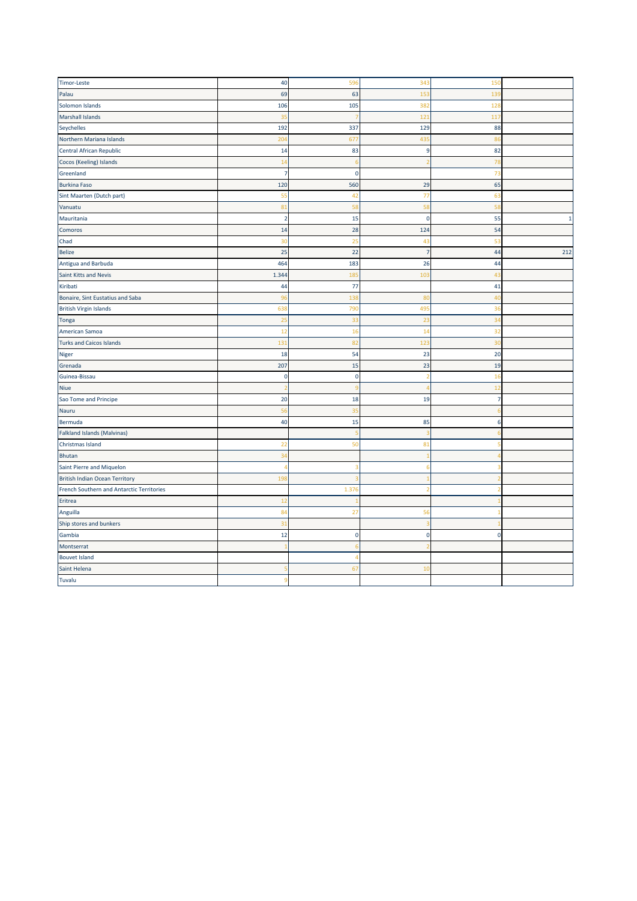| | | | | | |
|---|---|---|---|---|---|
| Timor-Leste | 40 | 596 | 343 | 150 | |
| Palau | 69 | 63 | 153 | 139 | |
| Solomon Islands | 106 | 105 | 382 | 128 | |
| Marshall Islands | 35 | 7 | 121 | 117 | |
| Seychelles | 192 | 337 | 129 | 88 | |
| Northern Mariana Islands | 204 | 677 | 435 | 86 | |
| Central African Republic | 14 | 83 | 9 | 82 | |
| Cocos (Keeling) Islands | 14 | 6 | 2 | 78 | |
| Greenland | 7 | 0 | | 73 | |
| Burkina Faso | 120 | 560 | 29 | 65 | |
| Sint Maarten (Dutch part) | 55 | 42 | 77 | 63 | |
| Vanuatu | 81 | 58 | 58 | 58 | |
| Mauritania | 2 | 15 | 0 | 55 | 1 |
| Comoros | 14 | 28 | 124 | 54 | |
| Chad | 30 | 25 | 43 | 53 | |
| Belize | 25 | 22 | 7 | 44 | 212 |
| Antigua and Barbuda | 464 | 183 | 26 | 44 | |
| Saint Kitts and Nevis | 1.344 | 185 | 103 | 43 | |
| Kiribati | 44 | 77 | | 41 | |
| Bonaire, Sint Eustatius and Saba | 96 | 138 | 80 | 40 | |
| British Virgin Islands | 638 | 790 | 495 | 36 | |
| Tonga | 25 | 33 | 23 | 34 | |
| American Samoa | 12 | 16 | 14 | 32 | |
| Turks and Caicos Islands | 131 | 82 | 123 | 30 | |
| Niger | 18 | 54 | 23 | 20 | |
| Grenada | 207 | 15 | 23 | 19 | |
| Guinea-Bissau | 0 | 0 | 2 | 16 | |
| Niue | 2 | 9 | 4 | 12 | |
| Sao Tome and Principe | 20 | 18 | 19 | 7 | |
| Nauru | 56 | 35 | | 6 | |
| Bermuda | 40 | 15 | 85 | 6 | |
| Falkland Islands (Malvinas) | | 5 | 3 | 6 | |
| Christmas Island | 22 | 50 | 81 | 5 | |
| Bhutan | 34 | | 1 | 4 | |
| Saint Pierre and Miquelon | 4 | 3 | 6 | 3 | |
| British Indian Ocean Territory | 198 | 3 | 1 | 2 | |
| French Southern and Antarctic Territories | | 1.376 | 2 | 2 | |
| Eritrea | 12 | 1 | | 1 | |
| Anguilla | 84 | 27 | 56 | 1 | |
| Ship stores and bunkers | 31 | | 3 | 1 | |
| Gambia | 12 | 0 | 0 | 0 | |
| Montserrat | 1 | 6 | 2 | | |
| Bouvet Island | | 4 | | | |
| Saint Helena | 5 | 67 | 10 | | |
| Tuvalu | 9 | | | | |